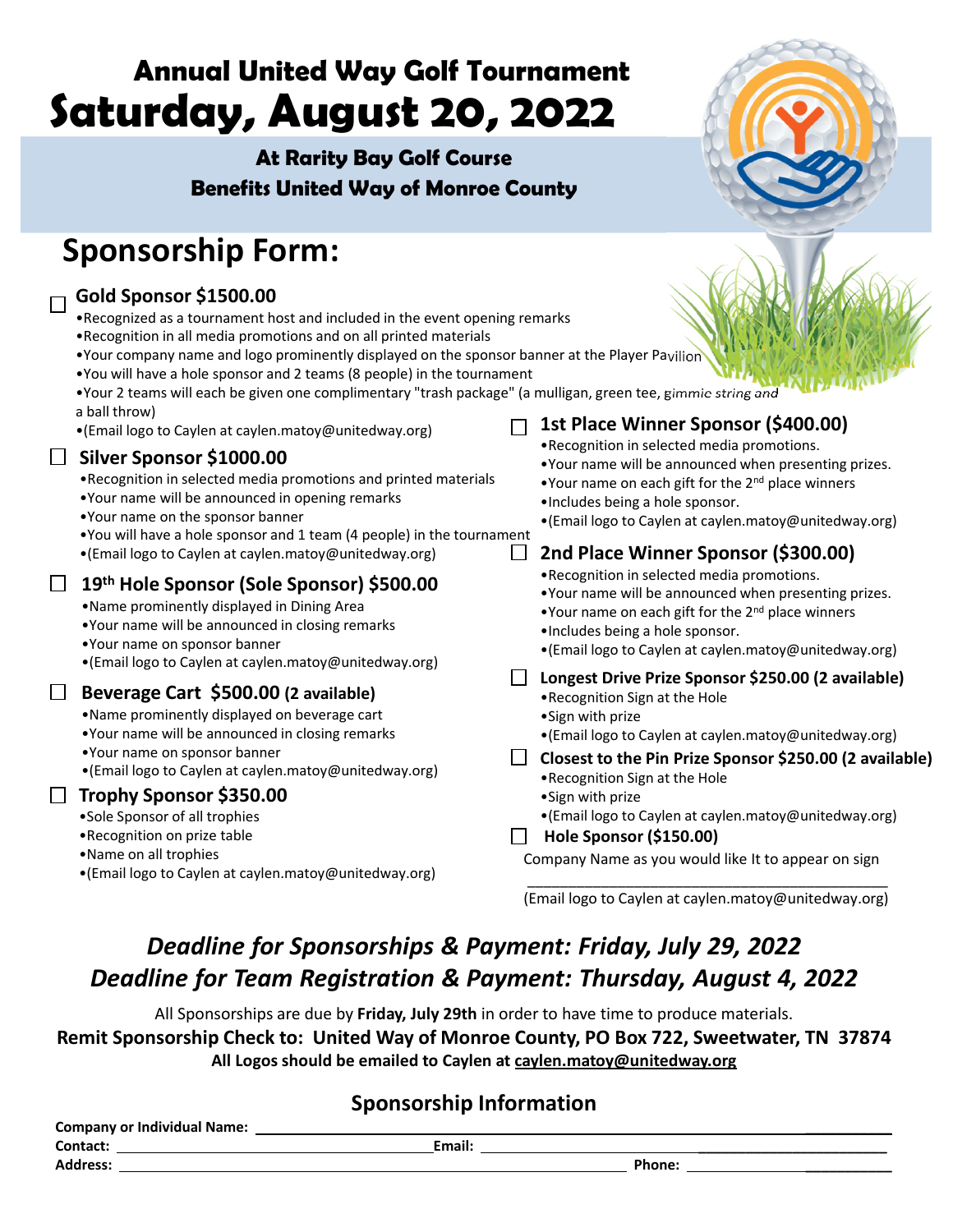# Annual United Way Golf Tournament

# Saturday, August 20, 2022

**At Rarity Bay Golf Course**

**Benefits United Way of Monroe County**

## Sponsorship Form:

☐ **Gold Sponsor $1500.00**

- Recognized as a tournament host and included in the event opening remarks
- Recognition in all media promotions and on all printed materials
- Your company name and logo prominently displayed on the sponsor banner at the Player Pavilion
- You will have a hole sponsor and 2 teams (8 people) in the tournament
- Your 2 teams will each be given one complimentary "trash package" (a mulligan, green tee, gimmic string and a ball throw)
- (Email logo to Caylen at caylen.matoy@unitedway.org)

☐ **Silver Sponsor $1000.00**

- Recognition in selected media promotions and printed materials
- Your name will be announced in opening remarks
- Your name on the sponsor banner
- You will have a hole sponsor and 1 team (4 people) in the tournament
- (Email logo to Caylen at caylen.matoy@unitedway.org)

☐ **19th Hole Sponsor (Sole Sponsor) $500.00**

- Name prominently displayed in Dining Area
- Your name will be announced in closing remarks
- Your name on sponsor banner
- (Email logo to Caylen at caylen.matoy@unitedway.org)

☐ **Beverage Cart $500.00 (2 available)**

- Name prominently displayed on beverage cart
- Your name will be announced in closing remarks
- Your name on sponsor banner
- (Email logo to Caylen at caylen.matoy@unitedway.org)

☐ **Trophy Sponsor $350.00**

- Sole Sponsor of all trophies
- Recognition on prize table
- Name on all trophies
- (Email logo to Caylen at caylen.matoy@unitedway.org)

☐ **1st Place Winner Sponsor ($400.00)**

- Recognition in selected media promotions.
- Your name will be announced when presenting prizes.
- Your name on each gift for the 2nd place winners
- Includes being a hole sponsor.
- (Email logo to Caylen at caylen.matoy@unitedway.org)

☐ **2nd Place Winner Sponsor ($300.00)**

- Recognition in selected media promotions.
- Your name will be announced when presenting prizes.
- Your name on each gift for the 2nd place winners
- Includes being a hole sponsor.
- (Email logo to Caylen at caylen.matoy@unitedway.org)

☐ **Longest Drive Prize Sponsor $250.00 (2 available)**

- Recognition Sign at the Hole
- Sign with prize
- (Email logo to Caylen at caylen.matoy@unitedway.org)

☐ **Closest to the Pin Prize Sponsor $250.00 (2 available)**

- Recognition Sign at the Hole
- Sign with prize
- (Email logo to Caylen at caylen.matoy@unitedway.org)

☐ **Hole Sponsor ($150.00)**

Company Name as you would like It to appear on sign

\_\_\_\_\_\_\_\_\_\_\_\_\_\_\_\_\_\_\_\_\_\_\_\_\_\_\_\_\_\_\_\_\_\_\_\_\_\_\_\_

(Email logo to Caylen at caylen.matoy@unitedway.org)

***Deadline for Sponsorships & Payment: Friday, July 29, 2022***

***Deadline for Team Registration & Payment: Thursday, August 4, 2022***

All Sponsorships are due by **Friday, July 29th** in order to have time to produce materials.

**Remit Sponsorship Check to: United Way of Monroe County, PO Box 722, Sweetwater, TN 37874**

**All Logos should be emailed to Caylen at caylen.matoy@unitedway.org**

## Sponsorship Information

**Company or Individual Name:** \_\_\_\_\_\_\_\_\_\_\_\_\_\_\_\_\_\_\_\_\_\_\_\_\_\_\_\_\_\_\_\_\_\_\_\_\_\_\_\_

**Contact:** \_\_\_\_\_\_\_\_\_\_\_\_\_\_\_\_\_\_\_\_\_\_\_\_ **Email:** \_\_\_\_\_\_\_\_\_\_\_\_\_\_\_\_\_\_\_\_\_\_\_\_

**Address:** \_\_\_\_\_\_\_\_\_\_\_\_\_\_\_\_\_\_\_\_\_\_\_\_\_\_\_\_\_\_\_\_\_\_ **Phone:** \_\_\_\_\_\_\_\_\_\_\_\_\_\_\_\_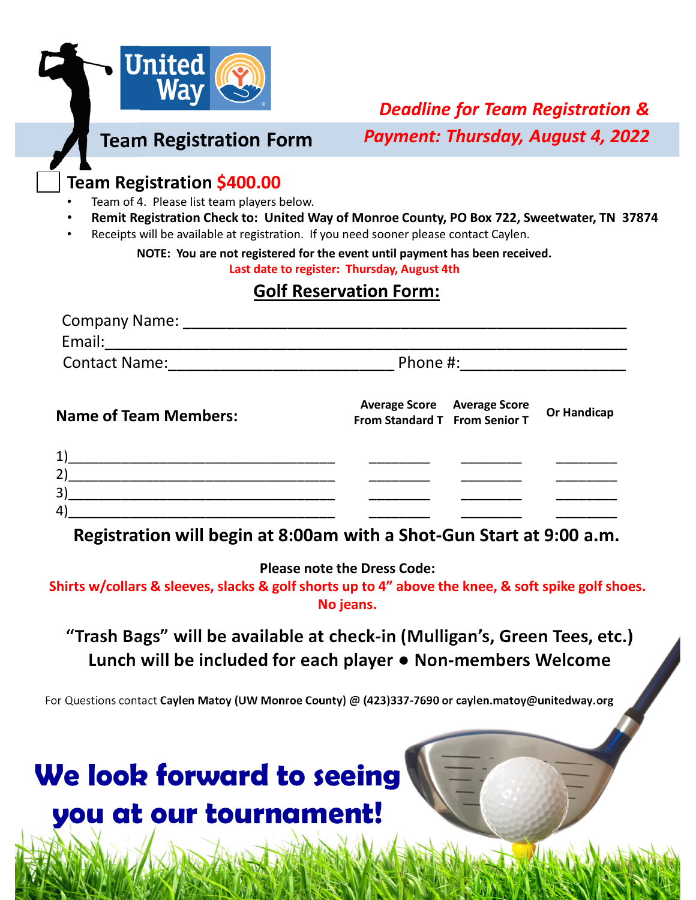United Way

# Team Registration Form

***Deadline for Team Registration & Payment: Thursday, August 4, 2022***

## ☐ Team Registration $400.00

- Team of 4. Please list team players below.
- **Remit Registration Check to: United Way of Monroe County, PO Box 722, Sweetwater, TN 37874**
- Receipts will be available at registration. If you need sooner please contact Caylen.

**NOTE: You are not registered for the event until payment has been received.**

**Last date to register: Thursday, August 4th**

## Golf Reservation Form:

Company Name: ____________________________________________

Email: ____________________________________________

Contact Name: ________________________ Phone #: __________________

| Name of Team Members: | Average Score From Standard T | Average Score From Senior T | Or Handicap |
|---|---|---|---|
| 1)________________________ | ________ | ________ | ________ |
| 2)________________________ | ________ | ________ | ________ |
| 3)________________________ | ________ | ________ | ________ |
| 4)________________________ | ________ | ________ | ________ |

**Registration will begin at 8:00am with a Shot-Gun Start at 9:00 a.m.**

**Please note the Dress Code:**

**Shirts w/collars & sleeves, slacks & golf shorts up to 4" above the knee, & soft spike golf shoes. No jeans.**

**"Trash Bags" will be available at check-in (Mulligan's, Green Tees, etc.)**

**Lunch will be included for each player • Non-members Welcome**

For Questions contact **Caylen Matoy (UW Monroe County) @ (423)337-7690 or caylen.matoy@unitedway.org**

# We look forward to seeing you at our tournament!